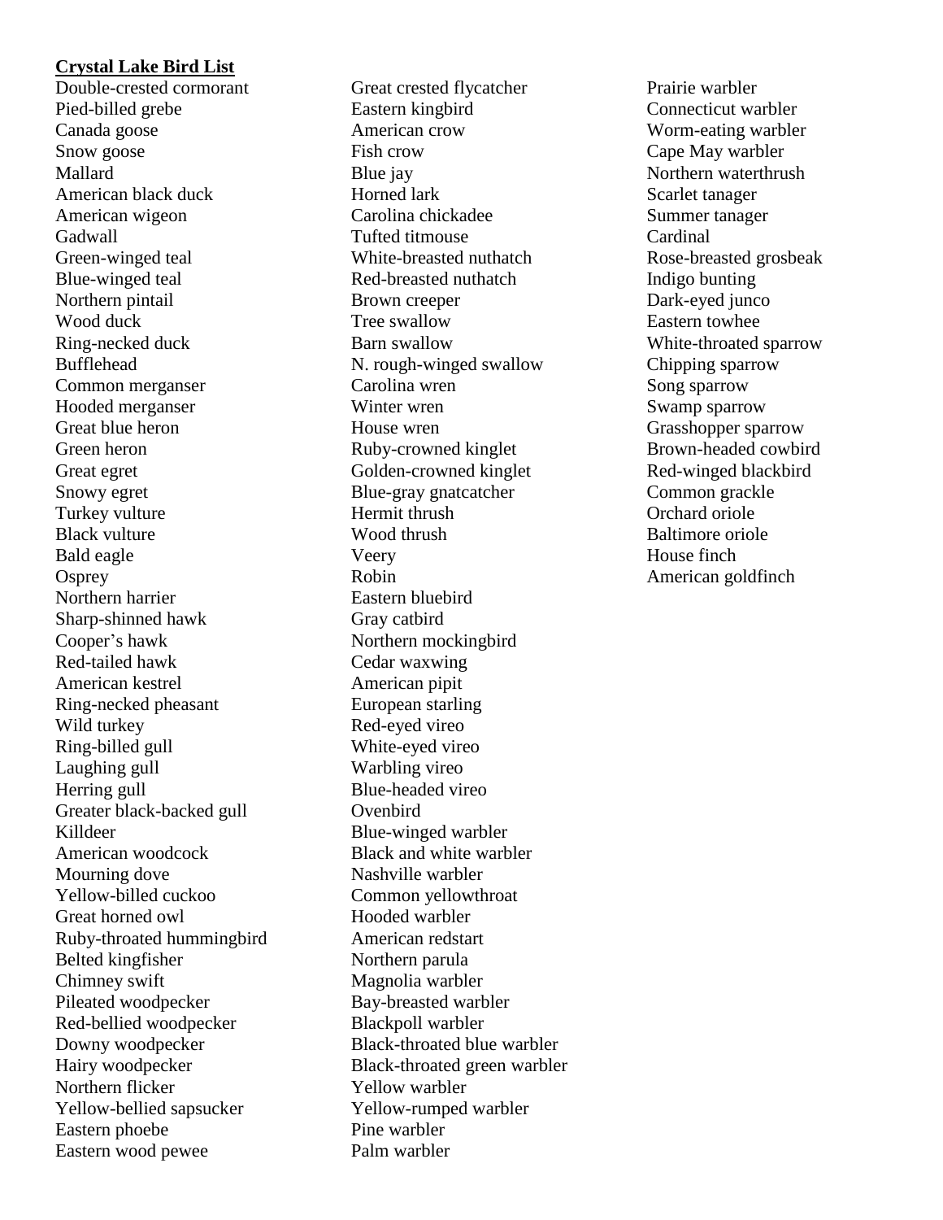**Crystal Lake Bird List**

Double-crested cormorant
Pied-billed grebe
Canada goose
Snow goose
Mallard
American black duck
American wigeon
Gadwall
Green-winged teal
Blue-winged teal
Northern pintail
Wood duck
Ring-necked duck
Bufflehead
Common merganser
Hooded merganser
Great blue heron
Green heron
Great egret
Snowy egret
Turkey vulture
Black vulture
Bald eagle
Osprey
Northern harrier
Sharp-shinned hawk
Cooper's hawk
Red-tailed hawk
American kestrel
Ring-necked pheasant
Wild turkey
Ring-billed gull
Laughing gull
Herring gull
Greater black-backed gull
Killdeer
American woodcock
Mourning dove
Yellow-billed cuckoo
Great horned owl
Ruby-throated hummingbird
Belted kingfisher
Chimney swift
Pileated woodpecker
Red-bellied woodpecker
Downy woodpecker
Hairy woodpecker
Northern flicker
Yellow-bellied sapsucker
Eastern phoebe
Eastern wood pewee
Great crested flycatcher
Eastern kingbird
American crow
Fish crow
Blue jay
Horned lark
Carolina chickadee
Tufted titmouse
White-breasted nuthatch
Red-breasted nuthatch
Brown creeper
Tree swallow
Barn swallow
N. rough-winged swallow
Carolina wren
Winter wren
House wren
Ruby-crowned kinglet
Golden-crowned kinglet
Blue-gray gnatcatcher
Hermit thrush
Wood thrush
Veery
Robin
Eastern bluebird
Gray catbird
Northern mockingbird
Cedar waxwing
American pipit
European starling
Red-eyed vireo
White-eyed vireo
Warbling vireo
Blue-headed vireo
Ovenbird
Blue-winged warbler
Black and white warbler
Nashville warbler
Common yellowthroat
Hooded warbler
American redstart
Northern parula
Magnolia warbler
Bay-breasted warbler
Blackpoll warbler
Black-throated blue warbler
Black-throated green warbler
Yellow warbler
Yellow-rumped warbler
Pine warbler
Palm warbler
Prairie warbler
Connecticut warbler
Worm-eating warbler
Cape May warbler
Northern waterthrush
Scarlet tanager
Summer tanager
Cardinal
Rose-breasted grosbeak
Indigo bunting
Dark-eyed junco
Eastern towhee
White-throated sparrow
Chipping sparrow
Song sparrow
Swamp sparrow
Grasshopper sparrow
Brown-headed cowbird
Red-winged blackbird
Common grackle
Orchard oriole
Baltimore oriole
House finch
American goldfinch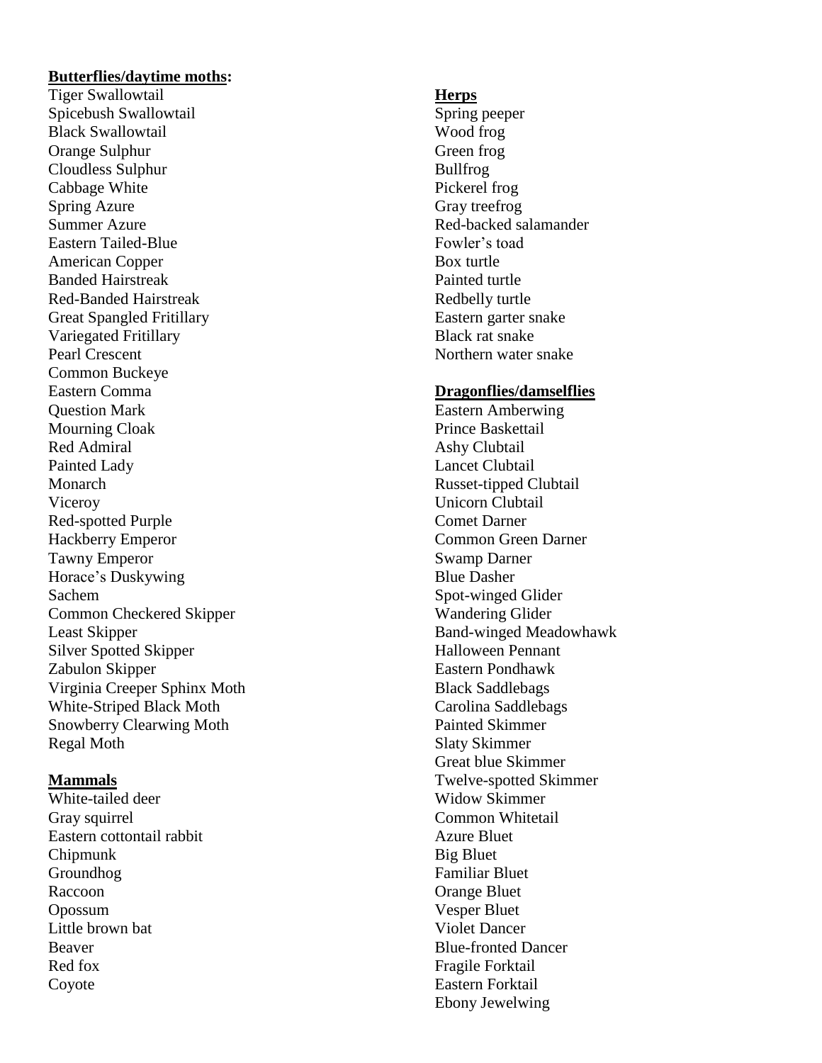**Butterflies/daytime moths:**

Tiger Swallowtail
Spicebush Swallowtail
Black Swallowtail
Orange Sulphur
Cloudless Sulphur
Cabbage White
Spring Azure
Summer Azure
Eastern Tailed-Blue
American Copper
Banded Hairstreak
Red-Banded Hairstreak
Great Spangled Fritillary
Variegated Fritillary
Pearl Crescent
Common Buckeye
Eastern Comma
Question Mark
Mourning Cloak
Red Admiral
Painted Lady
Monarch
Viceroy
Red-spotted Purple
Hackberry Emperor
Tawny Emperor
Horace's Duskywing
Sachem
Common Checkered Skipper
Least Skipper
Silver Spotted Skipper
Zabulon Skipper
Virginia Creeper Sphinx Moth
White-Striped Black Moth
Snowberry Clearwing Moth
Regal Moth

**Mammals**

White-tailed deer
Gray squirrel
Eastern cottontail rabbit
Chipmunk
Groundhog
Raccoon
Opossum
Little brown bat
Beaver
Red fox
Coyote

**Herps**

Spring peeper
Wood frog
Green frog
Bullfrog
Pickerel frog
Gray treefrog
Red-backed salamander
Fowler's toad
Box turtle
Painted turtle
Redbelly turtle
Eastern garter snake
Black rat snake
Northern water snake

**Dragonflies/damselflies**

Eastern Amberwing
Prince Baskettail
Ashy Clubtail
Lancet Clubtail
Russet-tipped Clubtail
Unicorn Clubtail
Comet Darner
Common Green Darner
Swamp Darner
Blue Dasher
Spot-winged Glider
Wandering Glider
Band-winged Meadowhawk
Halloween Pennant
Eastern Pondhawk
Black Saddlebags
Carolina Saddlebags
Painted Skimmer
Slaty Skimmer
Great blue Skimmer
Twelve-spotted Skimmer
Widow Skimmer
Common Whitetail
Azure Bluet
Big Bluet
Familiar Bluet
Orange Bluet
Vesper Bluet
Violet Dancer
Blue-fronted Dancer
Fragile Forktail
Eastern Forktail
Ebony Jewelwing